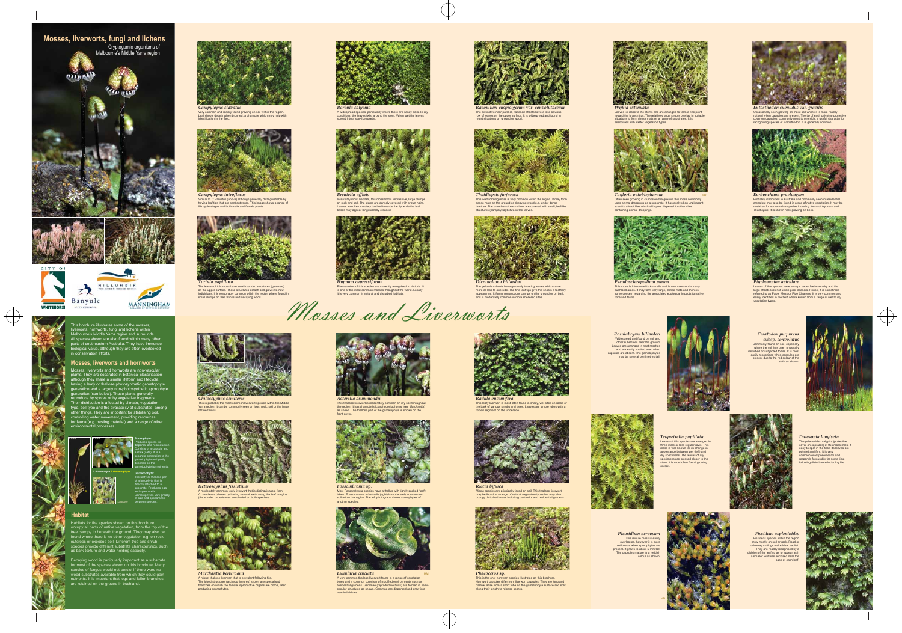# Mosses, liverworts, fungi and lichens

Cryptogamic organisms of Melbourne's Middle Yarra region

This brochure illustrates some of the mosses, liverworts, hornworts, fungi and lichens within Melbourne's Middle Yarra region and surrounds. All species shown are also found within many other parts of southeastern Australia. They have immense biological value, although they are often overlooked in conservation efforts.

## Mosses, liverworts and hornworts

Mosses, liverworts and hornworts are non-vascular plants. They are separated in botanical classification although they share a similar lifeform and lifecycle, having a leafy or thallose photosynthetic gametophyte generation and a largely non-photosynthetic sporophyte generation (see below). These plants generally reproduce by spores or by vegetative fragments. Their distribution is affected by climate, vegetation type, soil type and the availability of substrates, among other things. They are important for stabilising soil, controlling water movement, providing resources for fauna (e.g. nesting material) and a range of other environmental processes.

**Sporophyte:** Produces spores for dispersal and reproduction. Consists of a capsule and a stalk (seta). It is a separate generation to the gametophyte and partly depends on the gametophyte for nutrients.

1.Sporophyte 2.Gametophyte

**Gametophyte:** The leafy or thallose part of a bryophyte that is directly attached to a substrate. Produces egg and sperm cells. Gametophytes vary greatly in size and appearance between species.

## Habitat

Habitats for the species shown on this brochure occupy all parts of native vegetation, from the top of the tree canopy to beneath the ground. They may also be found where there is no other vegetation e.g. on rock outcrops or exposed soil. Different tree and shrub species provide different substrate characteristics, such as bark texture and water holding capacity.

Decaying wood is particularly important as a substrate for most of the species shown on this brochure. Many species of fungus would not persist if there were no wood substrates available from which they could gain nutrients. It is important that logs and fallen branches are retained on the ground in bushland.

# Mosses and Liverworts

***Campylopus clavatus***
Very common and readily found growing on soil within the region. Leaf shoots detach when brushed, a character which may help with identification in the field.

***Campylopus introflexus***
Similar to *C. clavatus* (above) although generally distinguishable by having leaf tips that are bent outwards. This image shows a range of life cycle stages and both male and female plants.

***Tortula papillosa***
The leaves of this moss have small rounded structures (gemmae) on the upper surface. These structures detach and grow into new individuals. It is reasonably common within the region where found in small clumps on tree trunks and decaying wood.

***Barbula calycina***
A widespread species, particularly where there are sandy soils. In dry conditions, the leaves twist around the stem. When wet the leaves spread into a star-like rosette.

***Breutelia affinis***
In suitably moist habitats, this moss forms impressive, large clumps on rock and soil. The stems are densely covered with brown hairs. Leaves are often minutely toothed towards the tip while the leaf bases may appear longitudinally creased.

***Hypnum cupressiforme***
Five varieties of this species are currently recognised in Victoria. It is one of the most common mosses throughout the world. Locally it is very common in natural and disturbed habitats.

***Racopilum cuspidigerum* var. *convolutaceum***
The distinctive near-parallel, flattened shoots have a less obvious row of leaves on the upper surface. It is widespread and found in moist situations on ground or wood.

***Thuidiopsis furfurosa***
This weft-forming moss is very common within the region. It may form dense mats on the ground or decaying wood e.g. under dense tea-tree. The branches of each shoot are covered with small, leaf-like structures (paraphyllia) between the leaves.

***Dicranoloma billarderi***
The yellowish shoots have gradually tapering leaves which curve more or less to one side. The fine leaf tips give the shoots a feathery appearance. It forms conspicuous clumps on the ground or on bark and is moderately common in more sheltered sites.

***Wijkia extenuata***
Leaves lie close to the stems and are arranged to form a fine point toward the branch tips. The relatively large shoots overlap in suitable situations to form dense mats on a range of substrates. It is associated with wetter vegetation types.

***Tayloria octoblepharum***
Often seen growing in clumps on the ground, this moss commonly uses animal droppings as a substrate. It has evolved an unpleasant scent to attract flies which aid spore dispersal to other sites containing animal droppings.

MD

***Pseudoscleropodium purum***
This moss is introduced to Australia and is now common in many bushland areas. It may form very large, dense mats and there is some concern regarding the associated ecological impacts to native flora and fauna.

***Entosthodon subnudus* var. *gracilis***
Occasionally seen growing on moist soil where it is more readily noticed when capsules are present. The tip of each calyptra (protective cover on capsules) commonly point to one side, a useful character for recognising species of *Entosthodon*. It is generally common.

***Eurhynchium praelongum***
Probably introduced to Australia and commonly seen in residential areas but may also be found in areas of native vegetation. It may be mistaken for some native species including forms of *Hypnum* and *Thuidiopsis*. It is shown here growing on brick.

***Ptychomnion aciculare***
Leaves of this species have a crepe paper feel when dry and the large shoots look not unlike pipe cleaners. Hence, it is sometimes referred to as Paper Moss or Pipe Cleaners. It is very common and easily identified in the field where known from a range of wet to dry vegetation types.

***Chiloscyphus semiteres***
This is probably the most common liverwort species within the Middle Yarra region. It can be commonly seen on logs, rock, soil or the base of tree trunks.

***Heteroscyphus fissistipus***
A moderately common leafy liverwort that is distinguishable from *C. semiteres* (above) by having several teeth along the leaf margins (the smaller underleaves are divided on both species).

***Marchantia berteroana***
A robust thallose liverwort that is prevalent following fire. The lobed structures (archegoniophores) shown are specialised branches on which the female reproductive organs are borne, later producing sporophytes.

***Asterella drummondii***
This thallose liverwort is moderately common on dry soil throughout the region. It has characteristic archegoniophores (see *Marchantia*) as shown. The thallose part of the gametophyte is shown on the front cover.

***Fossombronia* sp.**
Most *Fossombronia* species have a thallus with tightly packed 'leafy' lobes. *Fossombronia wondraczekii* (right) is moderately common on soil within the region. The left photograph shows sporophytes of another species.

***Lunularia cruciata***
A very common thallose liverwort found in a range of vegetation types and a common coloniser of modified environments such as residential gardens. Gemmae (reproductive buds) are formed in semi-circular structures as shown. Gemmae are dispersed and grow into new individuals.

MM

***Radula buccinifera***
This leafy liverwort is most often found in shady, wet sites on rocks or the bark of various shrubs and trees. Leaves are simple lobes with a folded segment on the underside.

***Riccia bifurca***
*Riccia* species are principally found on soil. This thallose liverwort may be found in a range of natural vegetation types but may also occupy disturbed areas including paddocks and residential gardens.

***Phaeoceros* sp.**
This is the only hornwort species illustrated on this brochure. Hornwort capsules differ from liverwort capsules. They are long and narrow, arise from a short tube on the gametophyte surface and split along their length to release spores.

***Rosulabryum billarderi***
Widespread and found on soil and other substrates near the ground. Leaves are arranged in neat rosettes and are easily spotted even when capsules are absent. The gametophytes may be several centimetres tall.

***Ceratodon purpureus* subsp. *convolutus***
Commonly found on soil, especially where the soil has been physically disturbed or subjected to fire. It is most easily recognised when capsules are present due to the red colour of the stalk as shown.

***Triquetrella papillata***
Leaves of this species are arranged in three more or less regular rows. This moss is well known for its change in appearance between wet (left) and dry specimens. The leaves of dry specimens are pressed closer to the stem. It is most often found growing on soil.

***Dawsonia longiseta***
The pale reddish calyptra (protective cover on capsules) of this moss make it easy to spot in the field. Its leaves are pointed and firm. It is very common on exposed earth and responds favourably for some time following disturbance including fire.

***Pleuridium nervosum***
This minute moss is easily overlooked, however it is more noticeable when sporophytes are present. It grows to about 5 mm tall. The capsules mature to a reddish colour as shown.

MD

***Fissidens asplenioides***
*Fissidens* species within the region grow mostly on soil or rock. Read or driveway cuttings make ideal habitat. They are readily recognised by a division of the leaf so as to appear as if a smaller leaf was enclosed near the base of each leaf.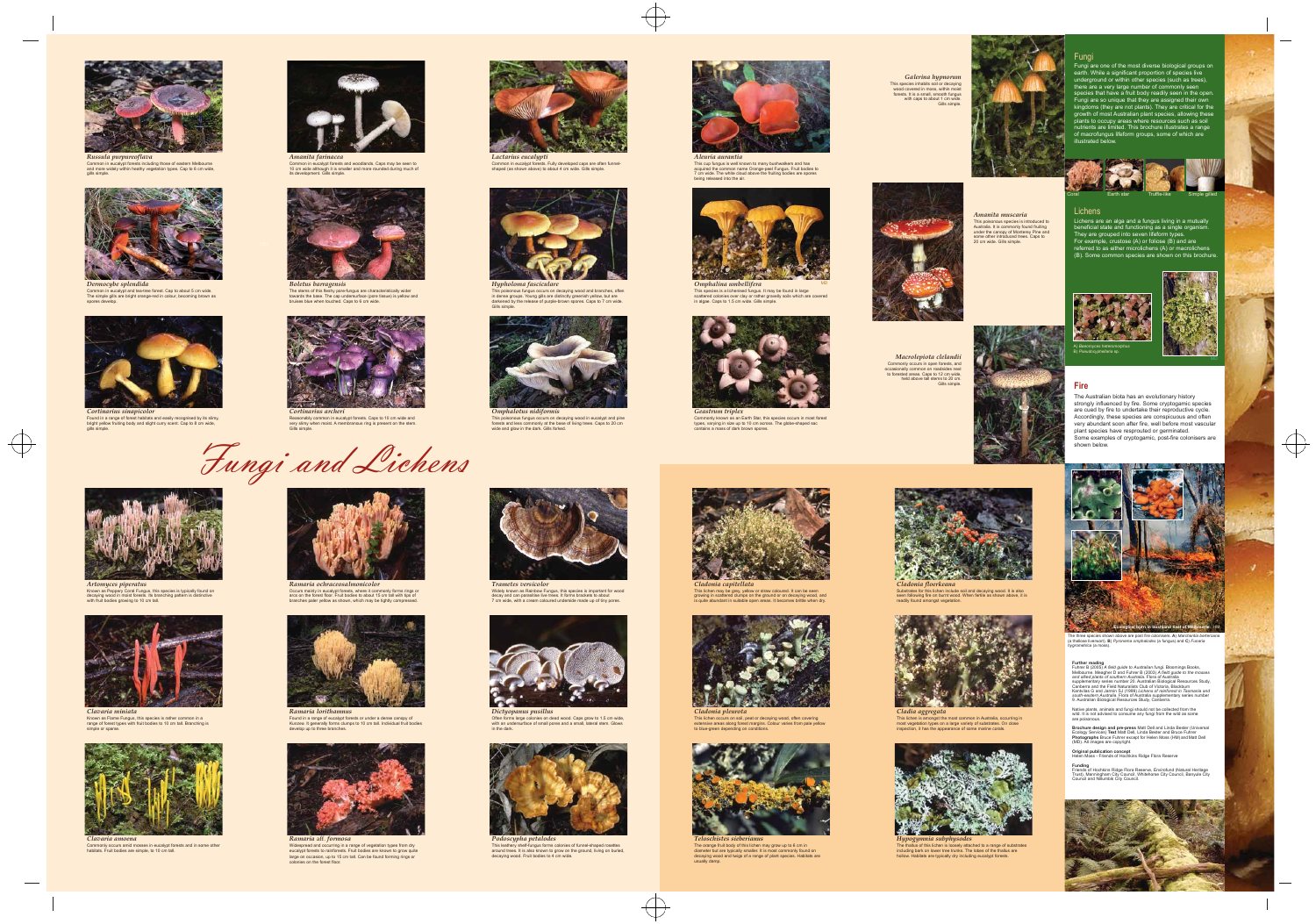# Fungi and Lichens

***Russula purpureoflava***
Common in eucalypt forests including those of eastern Melbourne and more widely within healthy vegetation types. Cap to 6 cm wide, gills simple.

***Amanita farinacea***
Common in eucalypt forests and woodlands. Caps may be seen to 10 cm wide although it is smaller and more rounded during much of its development. Gills simple.

***Lactarius eucalypti***
Common in eucalypt forests. Fully developed caps are often funnel-shaped (as shown above) to about 4 cm wide. Gills simple.

***Aleuria aurantia***
This cup fungus is well known to many bushwalkers and has acquired the common name Orange-peel Fungus. Fruit bodies to 7 cm wide. The white cloud above the fruiting bodies are spores being released into the air.

***Galerina hypnorum***
This species inhabits soil or decaying wood covered in moss, within moist forests. It is a small, smooth fungus with caps to about 1 cm wide. Gills simple.

***Dermocybe splendida***
Common in eucalypt and tea-tree forest. Cap to about 5 cm wide. The simple gills are bright orange-red in colour, becoming brown as spores develop.

***Boletus barragensis***
The stems of this fleshy pore-fungus are characteristically wider towards the base. The cap undersurface (pore tissue) is yellow and bruises blue when touched. Caps to 6 cm wide.

***Hypholoma fasciculare***
This poisonous fungus occurs on decaying wood and branches, often in dense groups. Young gills are distinctly greenish yellow, but are darkened by the release of purple-brown spores. Caps to 7 cm wide. Gills simple.

***Omphalina umbellifera***
This species is a lichenised fungus. It may be found in large scattered colonies over clay or rather gravelly soils which are covered in algae. Caps to 1.5 cm wide. Gills simple.

***Amanita muscaria***
This poisonous species is introduced to Australia. It is commonly found fruiting under the canopy of Monterey Pine and some other introduced trees. Caps to 20 cm wide. Gills simple.

***Cortinarius sinapicolor***
Found in a range of forest habitats and easily recognised by its slimy, bright yellow fruiting body and slight curry scent. Cap to 8 cm wide, gills simple.

***Cortinarius archeri***
Reasonably common in eucalypt forests. Caps to 10 cm wide and very slimy when moist. A membranous ring is present on the stem. Gills simple.

***Omphalotus nidiformis***
This poisonous fungus occurs on decaying wood in eucalypt and pine forests and less commonly at the base of living trees. Caps to 20 cm wide and glow in the dark. Gills forked.

***Geastrum triplex***
Commonly known as an Earth Star, this species occurs in moist forest types, varying in size up to 10 cm across. The globe-shaped sac contains a mass of dark brown spores.

***Macrolepiota clelandii***
Commonly occurs in open forests, and occasionally common on roadsides next to forested areas. Caps to 12 cm wide, held above tall stems to 20 cm. Gills simple.

***Artomyces piperatus***
Known as Peppery Coral Fungus, this species is typically found on decaying wood in moist forests. Its branching pattern is distinctive with fruit bodies growing to 10 cm tall.

***Ramaria ochraceosalmonicolor***
Occurs mainly in eucalypt forests, where it commonly forms rings or arcs on the forest floor. Fruit bodies to about 10 cm tall with tips of branches paler yellow as shown, which may be tightly compressed.

***Trametes versicolor***
Widely known as Rainbow Fungus, this species is important for wood decay and can parasitise live trees. It forms brackets to about 7 cm wide, with a cream coloured underside made up of tiny pores.

***Clavaria miniata***
Known as Flame Fungus, this species is rather common in a range of forest types with fruit bodies to 10 cm tall. Branching is simple or sparse.

***Ramaria lorithamnus***
Found in a range of eucalypt forests or under a dense canopy of Kunzea. It generally forms clumps to 10 cm tall. Individual fruit bodies develop up to three branches.

***Dictyopanus pusillus***
Often forms large colonies on dead wood. Caps grow to 1.5 cm wide, with an undersurface of small pores and a small, lateral stem. Glows in the dark.

***Clavaria amoena***
Commonly occurs amid mosses in eucalypt forests and in some other habitats. Fruit bodies are simple, to 10 cm tall.

***Ramaria aff. formosa***
Widespread and occurring in a range of vegetation types from dry eucalypt forests to rainforests. Fruit bodies are known to grow quite large on occasion, up to 15 cm tall. Can be found forming rings or colonies on the forest floor.

***Podoscypha petalodes***
This leathery shelf-fungus forms colonies of funnel-shaped rosettes around trees. It is also known to grow on the ground, living on buried, decaying wood. Fruit bodies to 4 cm wide.

***Cladonia capitellata***
This lichen may be grey, yellow or straw coloured. It can be seen growing in scattered clumps on the ground or on decaying wood, and is quite abundant in suitable open areas. It becomes brittle when dry.

***Cladonia floerkeana***
Substrates for this lichen include soil and decaying wood. It is also seen following fire on burnt wood. When fertile as shown above, it is readily found amongst vegetation.

***Cladonia pleurota***
This lichen occurs on soil, peat or decaying wood, often covering extensive areas along forest margins. Colour varies from pale yellow to blue-green depending on conditions.

***Cladia aggregata***
This lichen is amongst the most common in Australia, occurring in most vegetation types on a large variety of substrates. On close inspection, it has the appearance of some marine corals.

***Teloschistes sieberianus***
The orange fruit body of this lichen may grow up to 6 cm in diameter but are typically smaller. It is most commonly found on decaying wood and twigs of a range of plant species. Habitats are usually damp.

***Hypogymnia subphysodes***
The thallus of this lichen is loosely attached to a range of substrates including bark on lower tree trunks. The lobes of the thallus are hollow. Habitats are typically dry including eucalypt forests.

## Fungi

Fungi are one of the most diverse biological groups on earth. While a significant proportion of species live underground or within other species (such as trees), there are a very large number of commonly seen species that have a fruit body readily seen in the open. Fungi are so unique that they are assigned their own kingdoms (they are not plants). They are critical for the growth of most Australian plant species, allowing these plants to occupy areas where resources such as soil nutrients are limited. This brochure illustrates a range of macrofungus lifeform groups, some of which are illustrated below.

Coral — Earth star — Truffle-like — Simple gilled

## Lichens

Lichens are an alga and a fungus living in a mutually beneficial state and functioning as a single organism. They are grouped into seven lifeform types. For example, crustose (A) or foliose (B) and are referred to as either microlichens (A) or macrolichens (B). Some common species are shown on this brochure.

A) *Baeomyces heteromorphus*
B) *Pseudocyphellaria* sp.

## Fire

The Australian biota has an evolutionary history strongly influenced by fire. Some cryptogamic species are cued by fire to undertake their reproductive cycle. Accordingly, these species are conspicuous and often very abundant soon after fire, well before most vascular plant species have resprouted or germinated. Some examples of cryptogamic, post-fire colonisers are shown below.

Ecological burn in bushland east of Melbourne.

The three species shown above are post fire colonisers. A) *Marchantia berteroana* (a thalloid liverwort); B) *Pyronema omphalodes* (a fungus) and C) *Funaria hygrometrica* (a moss).

**Further reading**
Fuhrer B (2005) *A field guide to Australian fungi*. Bloomings Books, Melbourne. Meagher D and Fuhrer B (2003) *A field guide to the mosses and allied plants of southern Australia*. Flora of Australia supplementary series number 20. Australian Biological Resources Study, Canberra and the Field Naturalists Club of Victoria, Blackburn. Kantvilas G and Jarman SJ (1999) *Lichens of rainforest in Tasmania and south-eastern Australia*. Flora of Australia supplementary series number 9. Australian Biological Resources Study, Canberra.

Native plants, animals and fungi should not be collected from the wild. It is not advised to consume any fungi from the wild as some are poisonous.

**Brochure design and pre-press** Matt Dell and Linda Bester (Universal Ecology Services) **Text** Matt Dell, Linda Bester and Bruce Fuhrer
**Photographs** Bruce Fuhrer except for Helen Moss (HM) and Matt Dell (MD). All images are copyright.

**Original publication concept**
Helen Moss - Friends of Hochkins Ridge Flora Reserve

**Funding**
Friends of Hochkins Ridge Flora Reserve, Envirofund (Natural Heritage Trust), Manningham City Council, Whitehorse City Council, Banyule City Council and Nillumbik City Council.